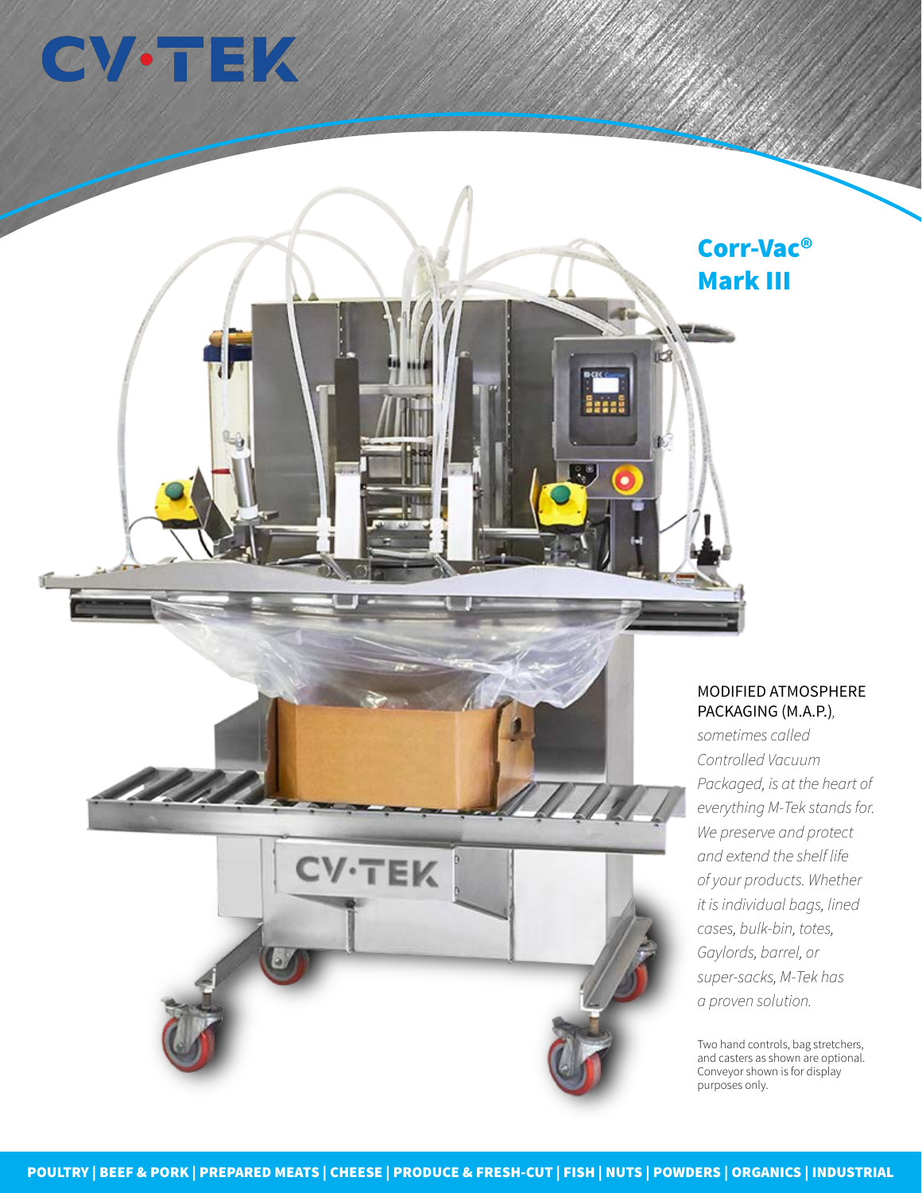# CV·TEK

## Corr-Vac® Mark III

MODIFIED ATMOSPHERE PACKAGING (M.A.P.), *sometimes called Controlled Vacuum Packaged, is at the heart of everything M-Tek stands for. We preserve and protect and extend the shelf life of your products. Whether it is individual bags, lined cases, bulk-bin, totes, Gaylords, barrel, or super-sacks, M-Tek has a proven solution.*

Two hand controls, bag stretchers, and casters as shown are optional. Conveyor shown is for display purposes only.

**POULTRY | BEEF & PORK | PREPARED MEATS | CHEESE | PRODUCE & FRESH-CUT | FISH | NUTS | POWDERS | ORGANICS | INDUSTRIAL**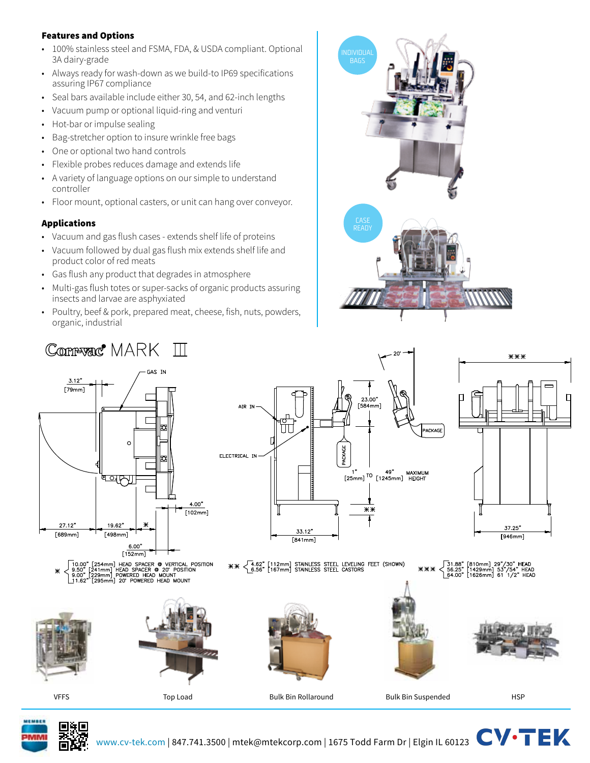### Features and Options

- 100% stainless steel and FSMA, FDA, & USDA compliant. Optional 3A dairy-grade
- Always ready for wash-down as we build-to IP69 specifications assuring IP67 compliance
- Seal bars available include either 30, 54, and 62-inch lengths
- Vacuum pump or optional liquid-ring and venturi
- Hot-bar or impulse sealing
- Bag-stretcher option to insure wrinkle free bags
- One or optional two hand controls
- Flexible probes reduces damage and extends life
- A variety of language options on our simple to understand controller
- Floor mount, optional casters, or unit can hang over conveyor.

### Applications

- Vacuum and gas flush cases - extends shelf life of proteins
- Vacuum followed by dual gas flush mix extends shelf life and product color of red meats
- Gas flush any product that degrades in atmosphere
- Multi-gas flush totes or super-sacks of organic products assuring insects and larvae are asphyxiated
- Poultry, beef & pork, prepared meat, cheese, fish, nuts, powders, organic, industrial

INDIVIDUAL BAGS

CASE READY

## Corr-vac® MARK III

GAS IN
3.12" [79mm]
27.12" [689mm]
19.62" [498mm]
4.00" [102mm]
6.00" [152mm]

AIR IN
ELECTRICAL IN
20°
23.00" [584mm]
PACKAGE
1" [25mm] TO 49" [1245mm] MAXIMUM HEIGHT
33.12" [841mm]

37.25" [946mm]

\* 10.00" [254mm] HEAD SPACER @ VERTICAL POSITION
9.50" [241mm] HEAD SPACER @ 20° POSITION
9.00" [229mm] POWERED HEAD MOUNT
11.62" [295mm] 20° POWERED HEAD MOUNT

\*\* 4.62" [112mm] STAINLESS STEEL LEVELING FEET (SHOWN)
6.56" [167mm] STAINLESS STEEL CASTORS

\*\*\* 31.88" [810mm] 29"/30" HEAD
56.25" [1429mm] 53"/54" HEAD
64.00" [1626mm] 61 1/2" HEAD

VFFS

Top Load

Bulk Bin Rollaround

Bulk Bin Suspended

HSP

www.cv-tek.com | 847.741.3500 | mtek@mtekcorp.com | 1675 Todd Farm Dr | Elgin IL 60123

CV-TEK